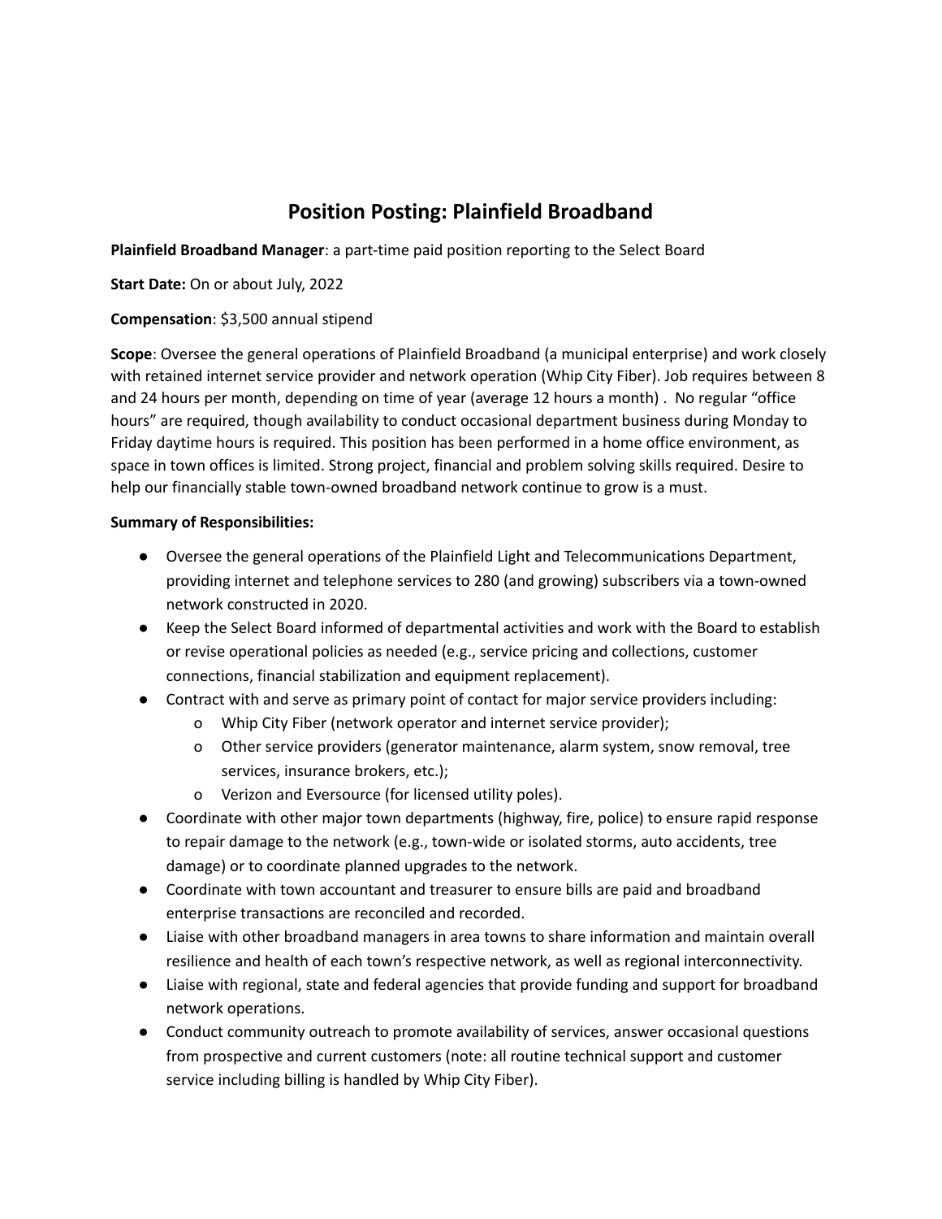# Position Posting: Plainfield Broadband

**Plainfield Broadband Manager**: a part-time paid position reporting to the Select Board

**Start Date:** On or about July, 2022

**Compensation**: $3,500 annual stipend

**Scope**: Oversee the general operations of Plainfield Broadband (a municipal enterprise) and work closely with retained internet service provider and network operation (Whip City Fiber). Job requires between 8 and 24 hours per month, depending on time of year (average 12 hours a month) .  No regular "office hours" are required, though availability to conduct occasional department business during Monday to Friday daytime hours is required. This position has been performed in a home office environment, as space in town offices is limited. Strong project, financial and problem solving skills required. Desire to help our financially stable town-owned broadband network continue to grow is a must.

**Summary of Responsibilities:**

- Oversee the general operations of the Plainfield Light and Telecommunications Department, providing internet and telephone services to 280 (and growing) subscribers via a town-owned network constructed in 2020.
- Keep the Select Board informed of departmental activities and work with the Board to establish or revise operational policies as needed (e.g., service pricing and collections, customer connections, financial stabilization and equipment replacement).
- Contract with and serve as primary point of contact for major service providers including:
  - Whip City Fiber (network operator and internet service provider);
  - Other service providers (generator maintenance, alarm system, snow removal, tree services, insurance brokers, etc.);
  - Verizon and Eversource (for licensed utility poles).
- Coordinate with other major town departments (highway, fire, police) to ensure rapid response to repair damage to the network (e.g., town-wide or isolated storms, auto accidents, tree damage) or to coordinate planned upgrades to the network.
- Coordinate with town accountant and treasurer to ensure bills are paid and broadband enterprise transactions are reconciled and recorded.
- Liaise with other broadband managers in area towns to share information and maintain overall resilience and health of each town's respective network, as well as regional interconnectivity.
- Liaise with regional, state and federal agencies that provide funding and support for broadband network operations.
- Conduct community outreach to promote availability of services, answer occasional questions from prospective and current customers (note: all routine technical support and customer service including billing is handled by Whip City Fiber).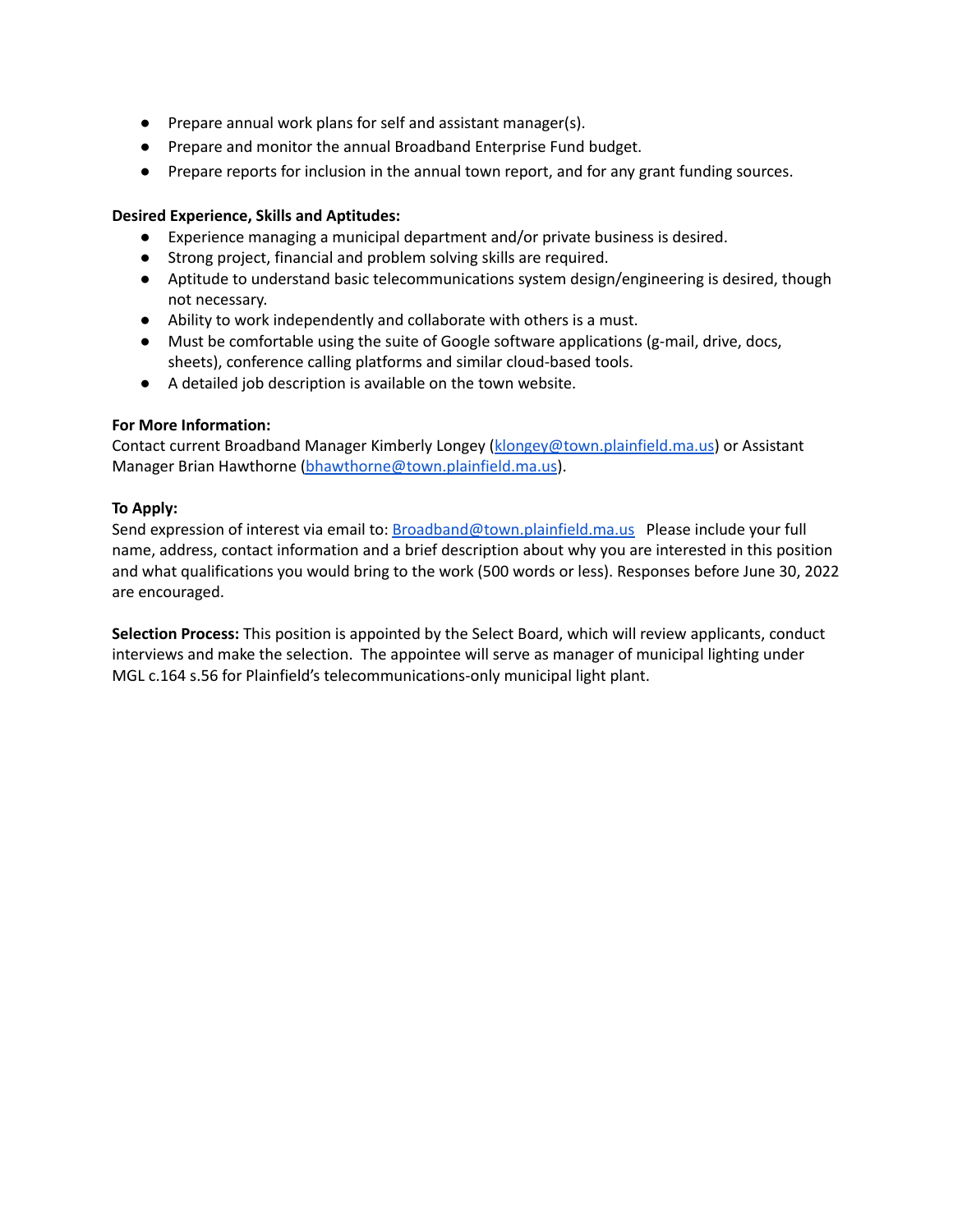- Prepare annual work plans for self and assistant manager(s).
- Prepare and monitor the annual Broadband Enterprise Fund budget.
- Prepare reports for inclusion in the annual town report, and for any grant funding sources.

**Desired Experience, Skills and Aptitudes:**

- Experience managing a municipal department and/or private business is desired.
- Strong project, financial and problem solving skills are required.
- Aptitude to understand basic telecommunications system design/engineering is desired, though not necessary.
- Ability to work independently and collaborate with others is a must.
- Must be comfortable using the suite of Google software applications (g-mail, drive, docs, sheets), conference calling platforms and similar cloud-based tools.
- A detailed job description is available on the town website.

**For More Information:**

Contact current Broadband Manager Kimberly Longey (klongey@town.plainfield.ma.us) or Assistant Manager Brian Hawthorne (bhawthorne@town.plainfield.ma.us).

**To Apply:**

Send expression of interest via email to: Broadband@town.plainfield.ma.us Please include your full name, address, contact information and a brief description about why you are interested in this position and what qualifications you would bring to the work (500 words or less). Responses before June 30, 2022 are encouraged.

**Selection Process:** This position is appointed by the Select Board, which will review applicants, conduct interviews and make the selection. The appointee will serve as manager of municipal lighting under MGL c.164 s.56 for Plainfield's telecommunications-only municipal light plant.